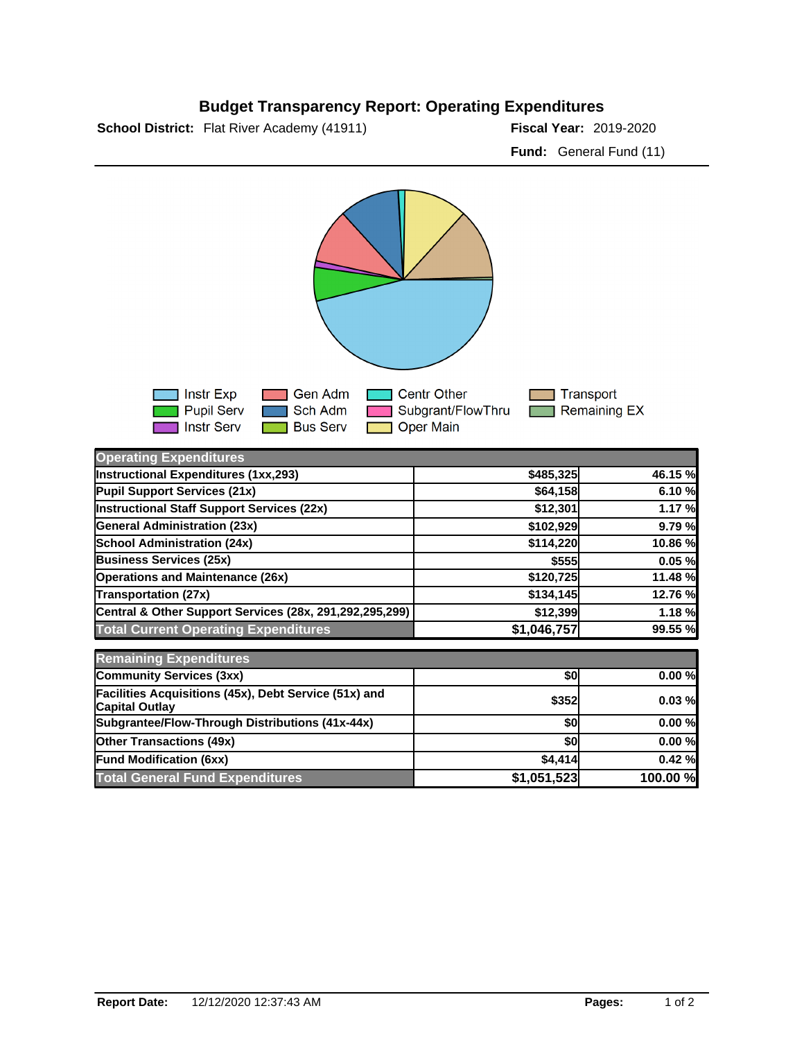# Budget Transparency Report: Operating Expenditures

**School District:** Flat River Academy (41911)

**Fiscal Year:** 2019-2020

**Fund:** General Fund (11)

Instr Exp | Gen Adm | Centr Other | Transport
Pupil Serv | Sch Adm | Subgrant/FlowThru | Remaining EX
Instr Serv | Bus Serv | Oper Main

| Operating Expenditures | | |
|---|---|---|
| Instructional Expenditures (1xx,293) | $485,325 | 46.15 % |
| Pupil Support Services (21x) | $64,158 | 6.10 % |
| Instructional Staff Support Services (22x) | $12,301 | 1.17 % |
| General Administration (23x) | $102,929 | 9.79 % |
| School Administration (24x) | $114,220 | 10.86 % |
| Business Services (25x) | $555 | 0.05 % |
| Operations and Maintenance (26x) | $120,725 | 11.48 % |
| Transportation (27x) | $134,145 | 12.76 % |
| Central & Other Support Services (28x, 291,292,295,299) | $12,399 | 1.18 % |
| **Total Current Operating Expenditures** | **$1,046,757** | **99.55 %** |

| Remaining Expenditures | | |
|---|---|---|
| Community Services (3xx) | $0 | 0.00 % |
| Facilities Acquisitions (45x), Debt Service (51x) and Capital Outlay | $352 | 0.03 % |
| Subgrantee/Flow-Through Distributions (41x-44x) | $0 | 0.00 % |
| Other Transactions (49x) | $0 | 0.00 % |
| Fund Modification (6xx) | $4,414 | 0.42 % |
| **Total General Fund Expenditures** | **$1,051,523** | **100.00 %** |

**Report Date:** 12/12/2020 12:37:43 AM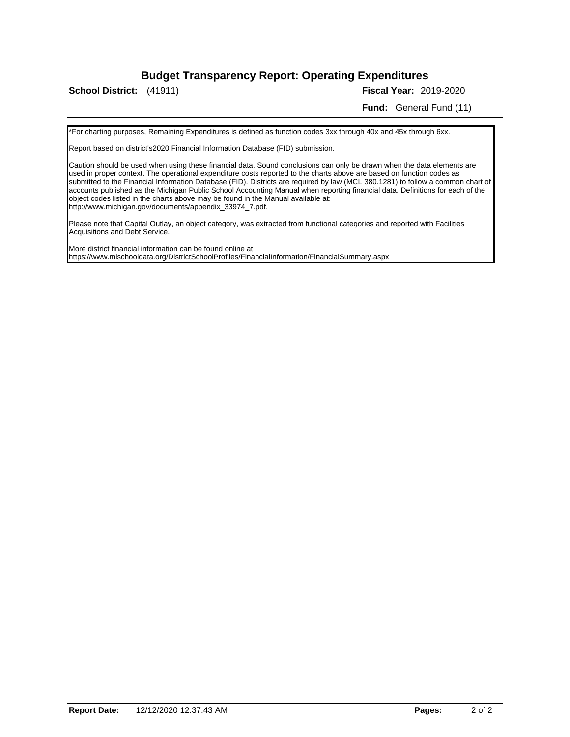# Budget Transparency Report: Operating Expenditures

**School District:** (41911) **Fiscal Year:** 2019-2020

**Fund:** General Fund (11)

*For charting purposes, Remaining Expenditures is defined as function codes 3xx through 40x and 45x through 6xx.

Report based on district's2020 Financial Information Database (FID) submission.

Caution should be used when using these financial data. Sound conclusions can only be drawn when the data elements are used in proper context. The operational expenditure costs reported to the charts above are based on function codes as submitted to the Financial Information Database (FID). Districts are required by law (MCL 380.1281) to follow a common chart of accounts published as the Michigan Public School Accounting Manual when reporting financial data. Definitions for each of the object codes listed in the charts above may be found in the Manual available at: http://www.michigan.gov/documents/appendix_33974_7.pdf.

Please note that Capital Outlay, an object category, was extracted from functional categories and reported with Facilities Acquisitions and Debt Service.

More district financial information can be found online at https://www.mischooldata.org/DistrictSchoolProfiles/FinancialInformation/FinancialSummary.aspx

**Report Date:** 12/12/2020 12:37:43 AM